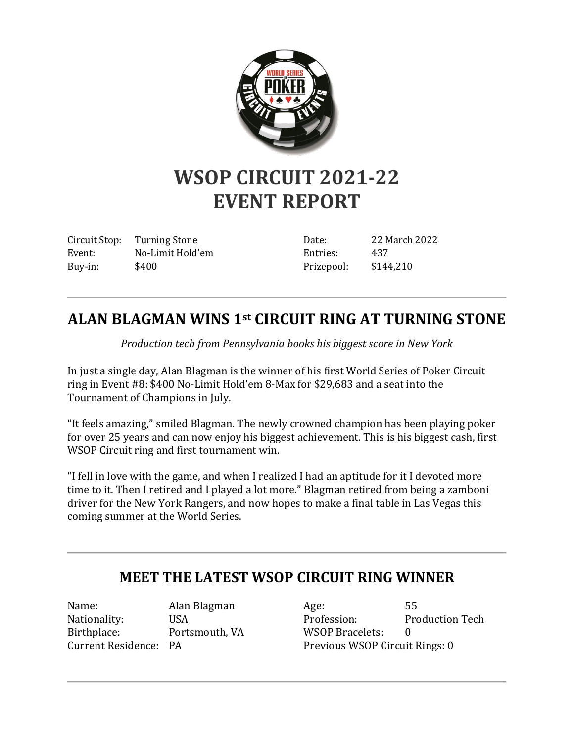# WSOP CIRCUIT 2021-22
# EVENT REPORT

| | | | |
|---|---|---|---|
| Circuit Stop: | Turning Stone | Date: | 22 March 2022 |
| Event: | No-Limit Hold'em | Entries: | 437 |
| Buy-in: | $400 | Prizepool: | $144,210 |

---

## ALAN BLAGMAN WINS 1st CIRCUIT RING AT TURNING STONE

*Production tech from Pennsylvania books his biggest score in New York*

In just a single day, Alan Blagman is the winner of his first World Series of Poker Circuit ring in Event #8: $400 No-Limit Hold'em 8-Max for $29,683 and a seat into the Tournament of Champions in July.

"It feels amazing," smiled Blagman. The newly crowned champion has been playing poker for over 25 years and can now enjoy his biggest achievement. This is his biggest cash, first WSOP Circuit ring and first tournament win.

"I fell in love with the game, and when I realized I had an aptitude for it I devoted more time to it. Then I retired and I played a lot more." Blagman retired from being a zamboni driver for the New York Rangers, and now hopes to make a final table in Las Vegas this coming summer at the World Series.

---

## MEET THE LATEST WSOP CIRCUIT RING WINNER

| | | | |
|---|---|---|---|
| Name: | Alan Blagman | Age: | 55 |
| Nationality: | USA | Profession: | Production Tech |
| Birthplace: | Portsmouth, VA | WSOP Bracelets: | 0 |
| Current Residence: | PA | Previous WSOP Circuit Rings: | 0 |

---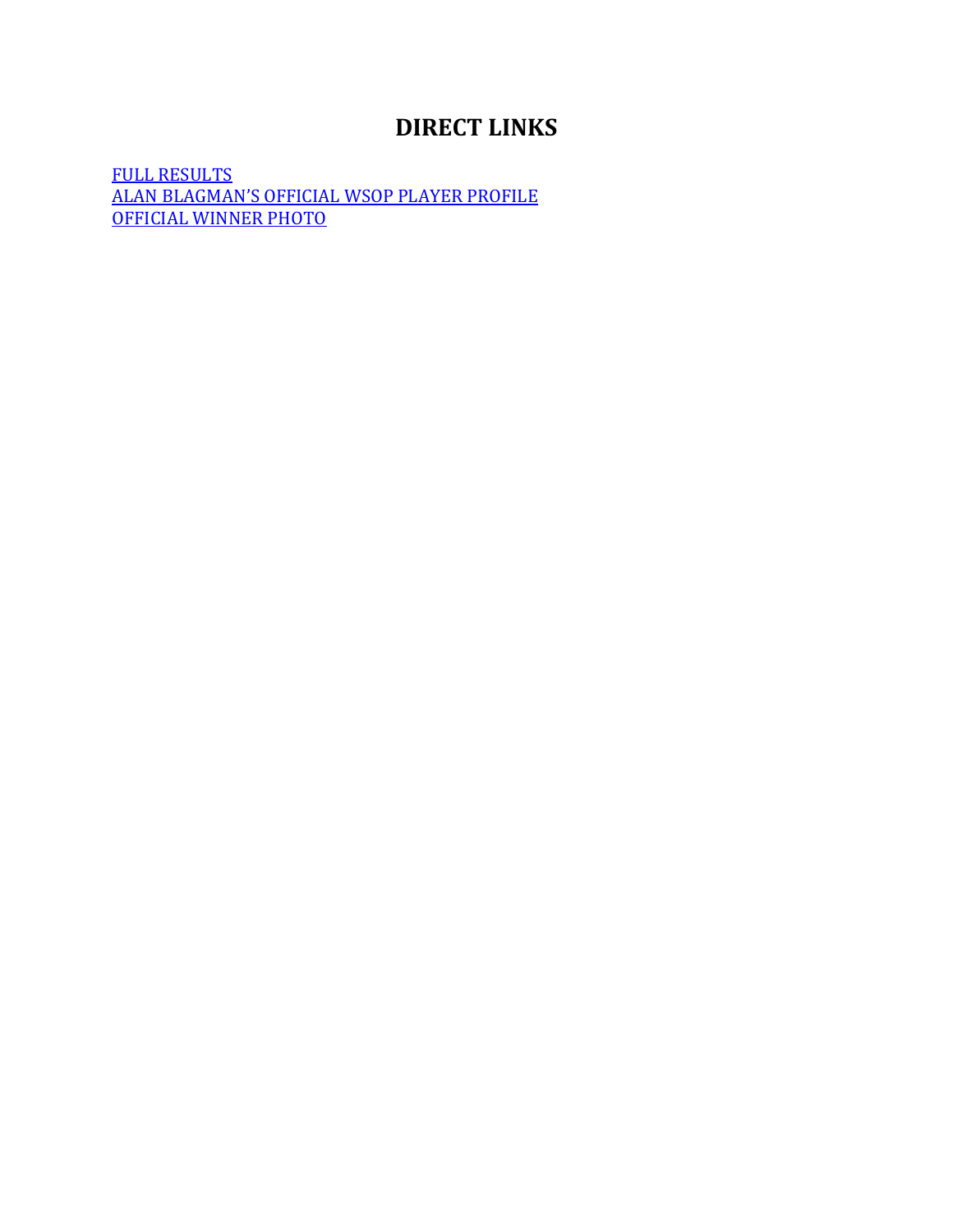## DIRECT LINKS

FULL RESULTS
ALAN BLAGMAN'S OFFICIAL WSOP PLAYER PROFILE
OFFICIAL WINNER PHOTO